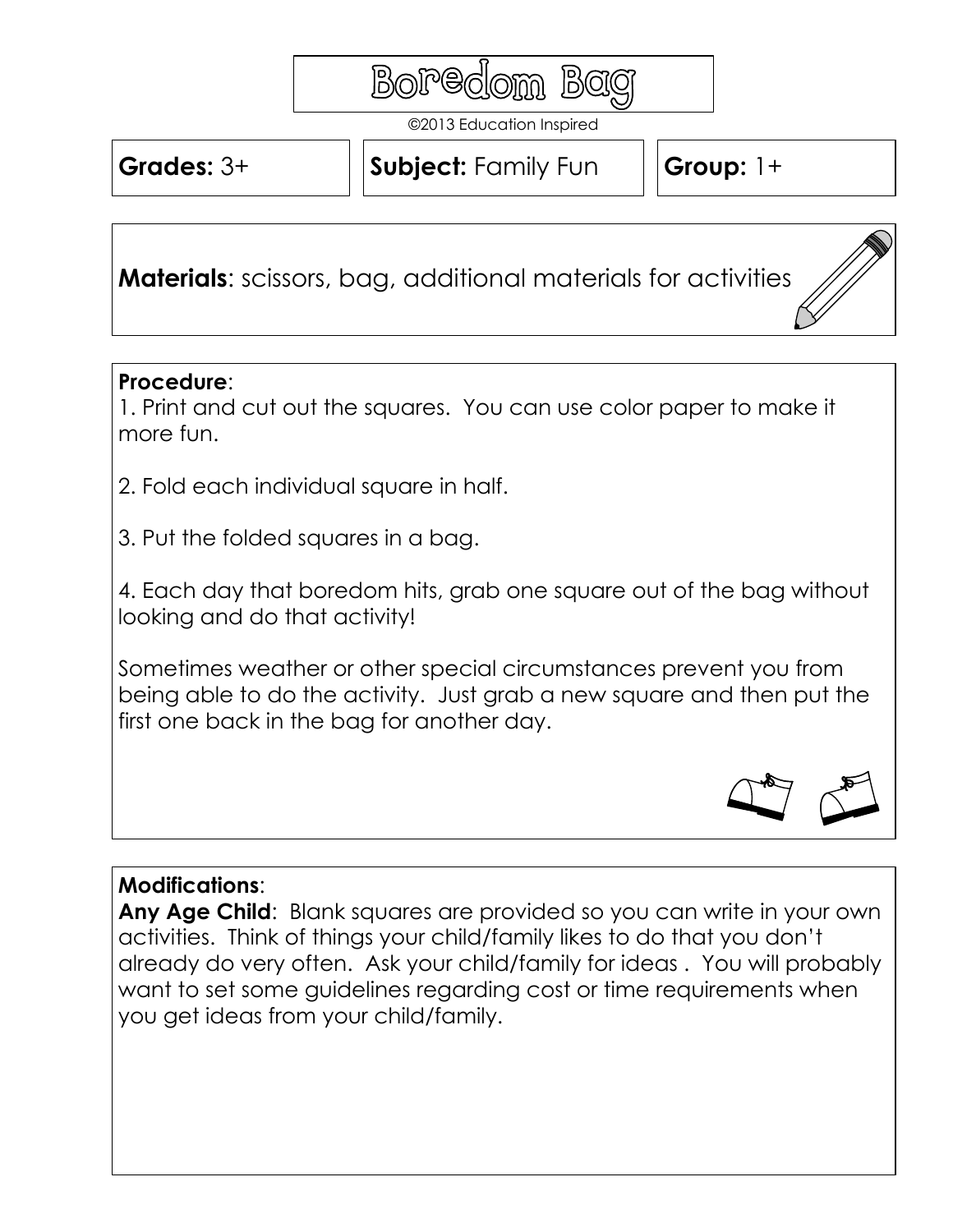# Boredom Bag

©2013 Education Inspired

**Grades:** 3+ | **Subject:** Family Fun | **Group:** 1+

**Materials**: scissors, bag, additional materials for activities

**Procedure**:

1. Print and cut out the squares. You can use color paper to make it more fun.

2. Fold each individual square in half.

3. Put the folded squares in a bag.

4. Each day that boredom hits, grab one square out of the bag without looking and do that activity!

Sometimes weather or other special circumstances prevent you from being able to do the activity. Just grab a new square and then put the first one back in the bag for another day.

**Modifications**:

**Any Age Child**: Blank squares are provided so you can write in your own activities. Think of things your child/family likes to do that you don't already do very often. Ask your child/family for ideas . You will probably want to set some guidelines regarding cost or time requirements when you get ideas from your child/family.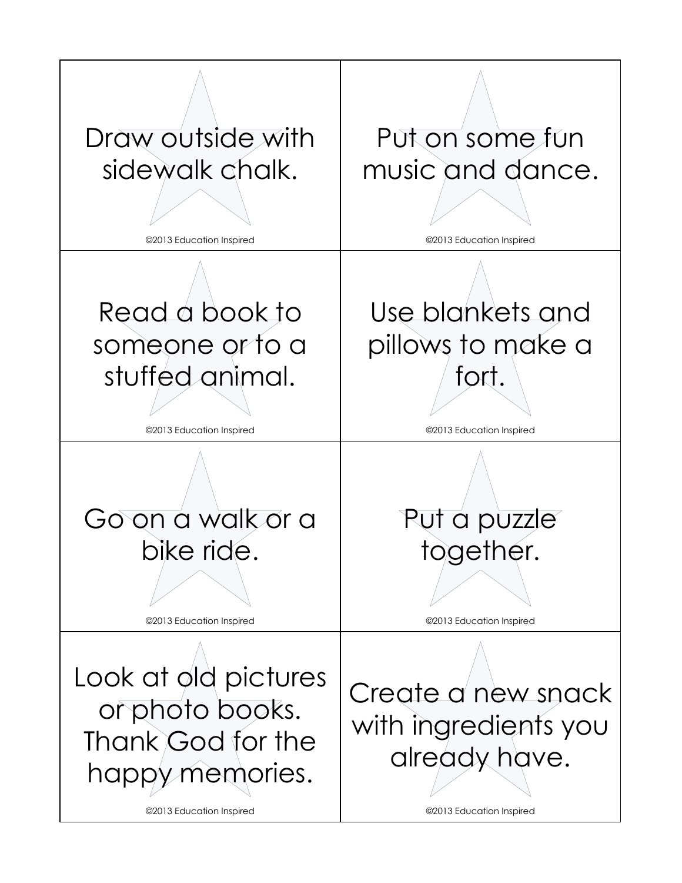| | |
|---|---|
| Draw outside with sidewalk chalk.<br><br>©2013 Education Inspired | Put on some fun music and dance.<br><br>©2013 Education Inspired |
| Read a book to someone or to a stuffed animal.<br><br>©2013 Education Inspired | Use blankets and pillows to make a fort.<br><br>©2013 Education Inspired |
| Go on a walk or a bike ride.<br><br>©2013 Education Inspired | Put a puzzle together.<br><br>©2013 Education Inspired |
| Look at old pictures or photo books. Thank God for the happy memories.<br><br>©2013 Education Inspired | Create a new snack with ingredients you already have.<br><br>©2013 Education Inspired |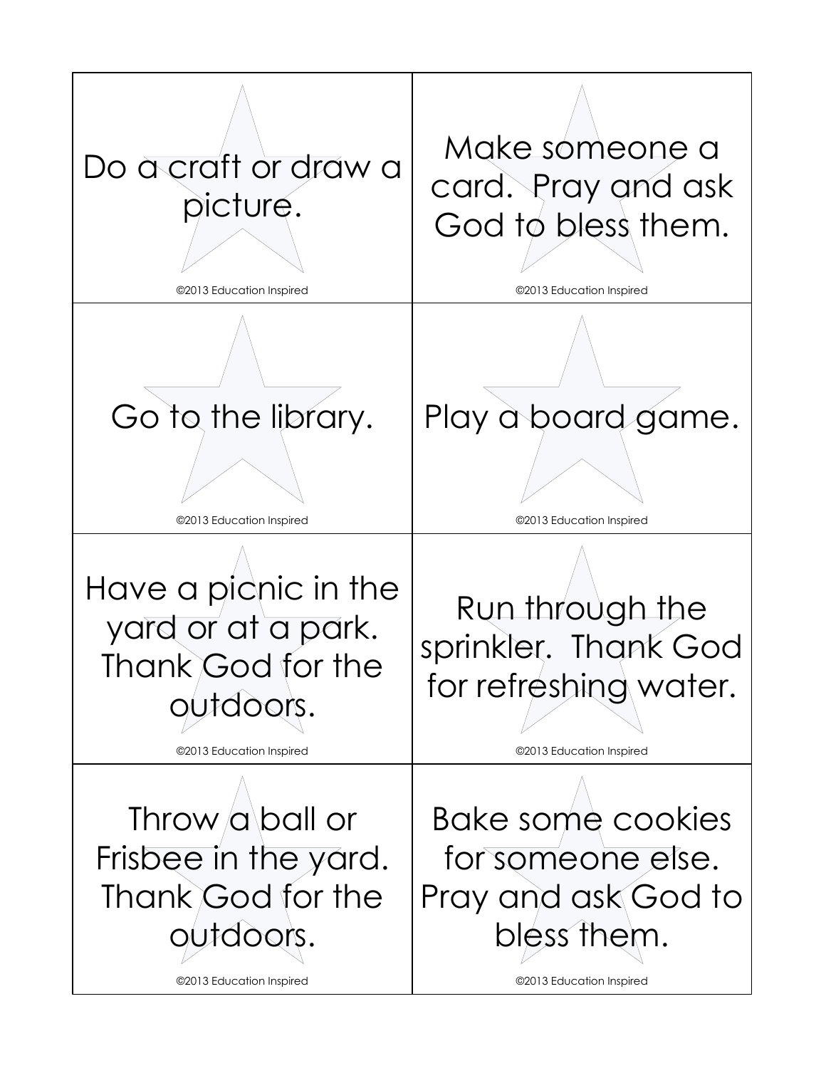| | |
|---|---|
| Do a craft or draw a picture.<br><br>©2013 Education Inspired | Make someone a card. Pray and ask God to bless them.<br><br>©2013 Education Inspired |
| Go to the library.<br><br>©2013 Education Inspired | Play a board game.<br><br>©2013 Education Inspired |
| Have a picnic in the yard or at a park. Thank God for the outdoors.<br><br>©2013 Education Inspired | Run through the sprinkler. Thank God for refreshing water.<br><br>©2013 Education Inspired |
| Throw a ball or Frisbee in the yard. Thank God for the outdoors.<br><br>©2013 Education Inspired | Bake some cookies for someone else. Pray and ask God to bless them.<br><br>©2013 Education Inspired |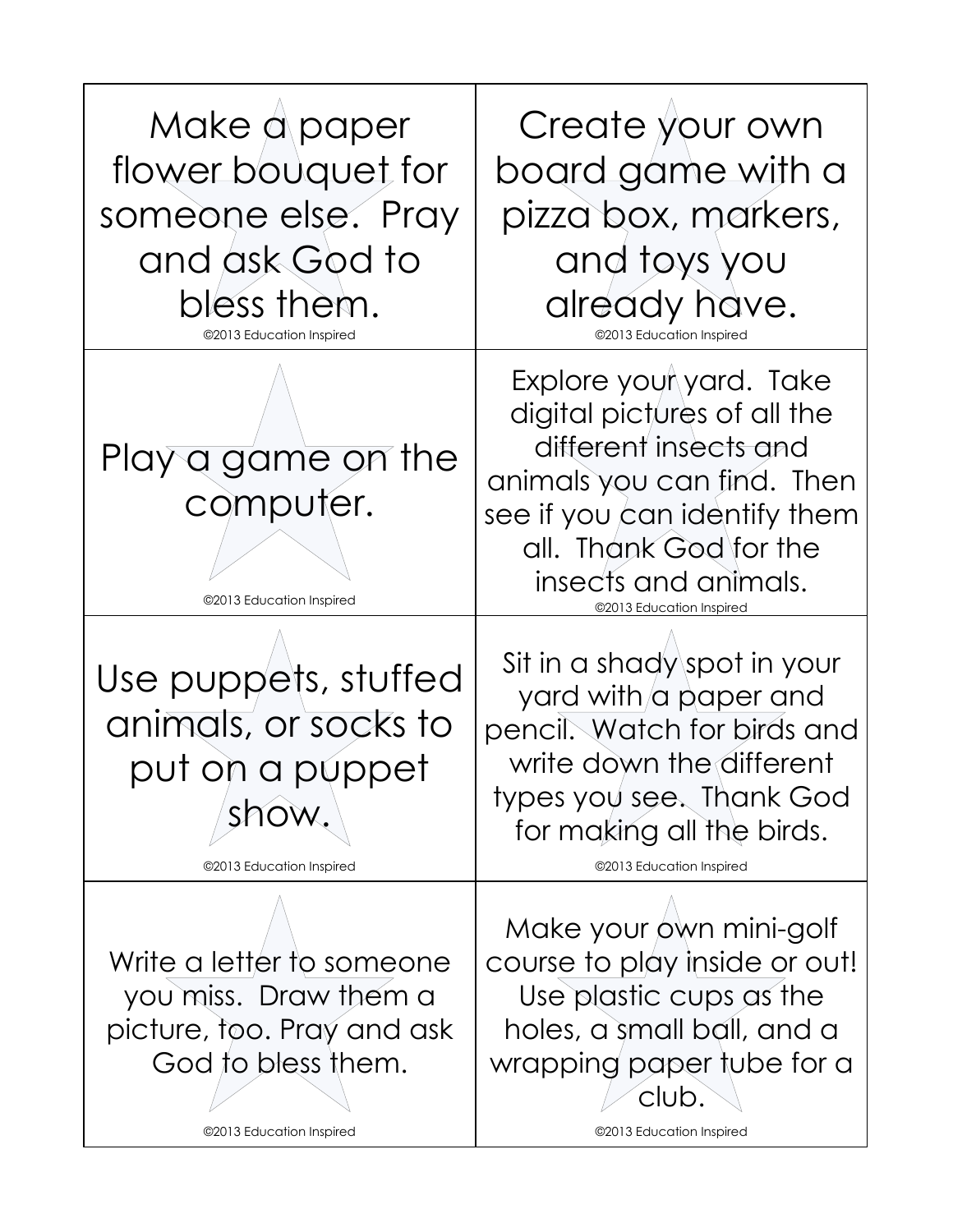| | |
|---|---|
| Make a paper flower bouquet for someone else. Pray and ask God to bless them. ©2013 Education Inspired | Create your own board game with a pizza box, markers, and toys you already have. ©2013 Education Inspired |
| Play a game on the computer. ©2013 Education Inspired | Explore your yard. Take digital pictures of all the different insects and animals you can find. Then see if you can identify them all. Thank God for the insects and animals. ©2013 Education Inspired |
| Use puppets, stuffed animals, or socks to put on a puppet show. ©2013 Education Inspired | Sit in a shady spot in your yard with a paper and pencil. Watch for birds and write down the different types you see. Thank God for making all the birds. ©2013 Education Inspired |
| Write a letter to someone you miss. Draw them a picture, too. Pray and ask God to bless them. ©2013 Education Inspired | Make your own mini-golf course to play inside or out! Use plastic cups as the holes, a small ball, and a wrapping paper tube for a club. ©2013 Education Inspired |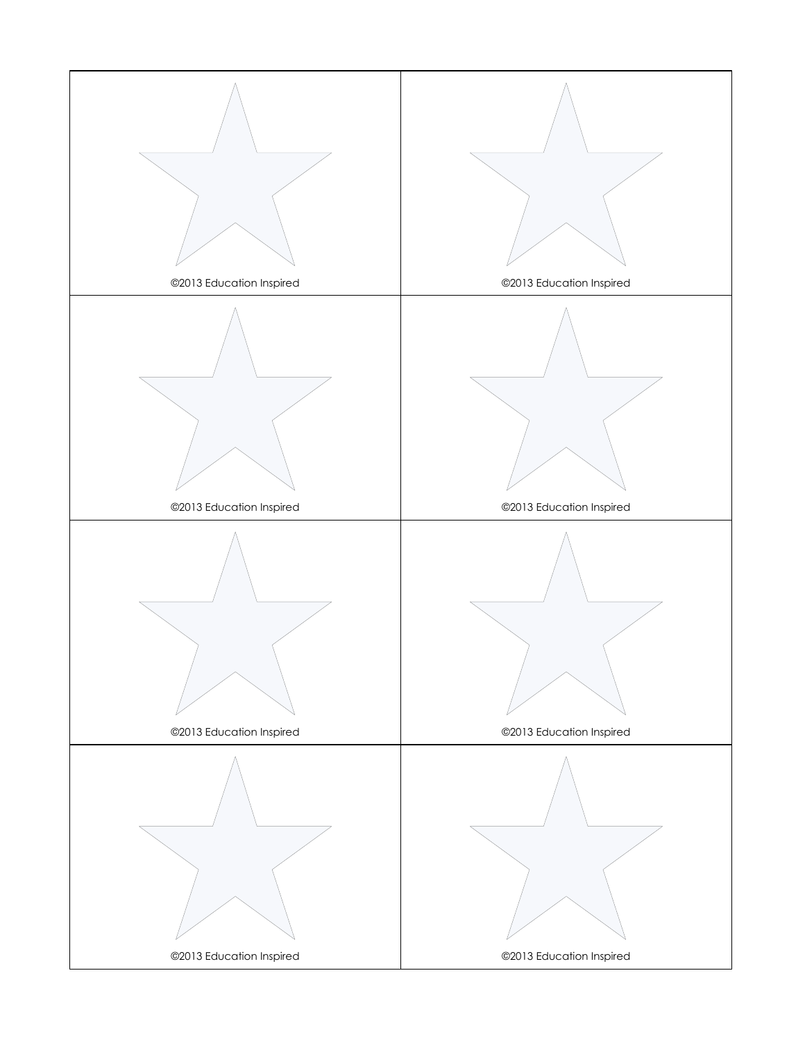| | |
|---|---|
| ©2013 Education Inspired | ©2013 Education Inspired |
| ©2013 Education Inspired | ©2013 Education Inspired |
| ©2013 Education Inspired | ©2013 Education Inspired |
| ©2013 Education Inspired | ©2013 Education Inspired |